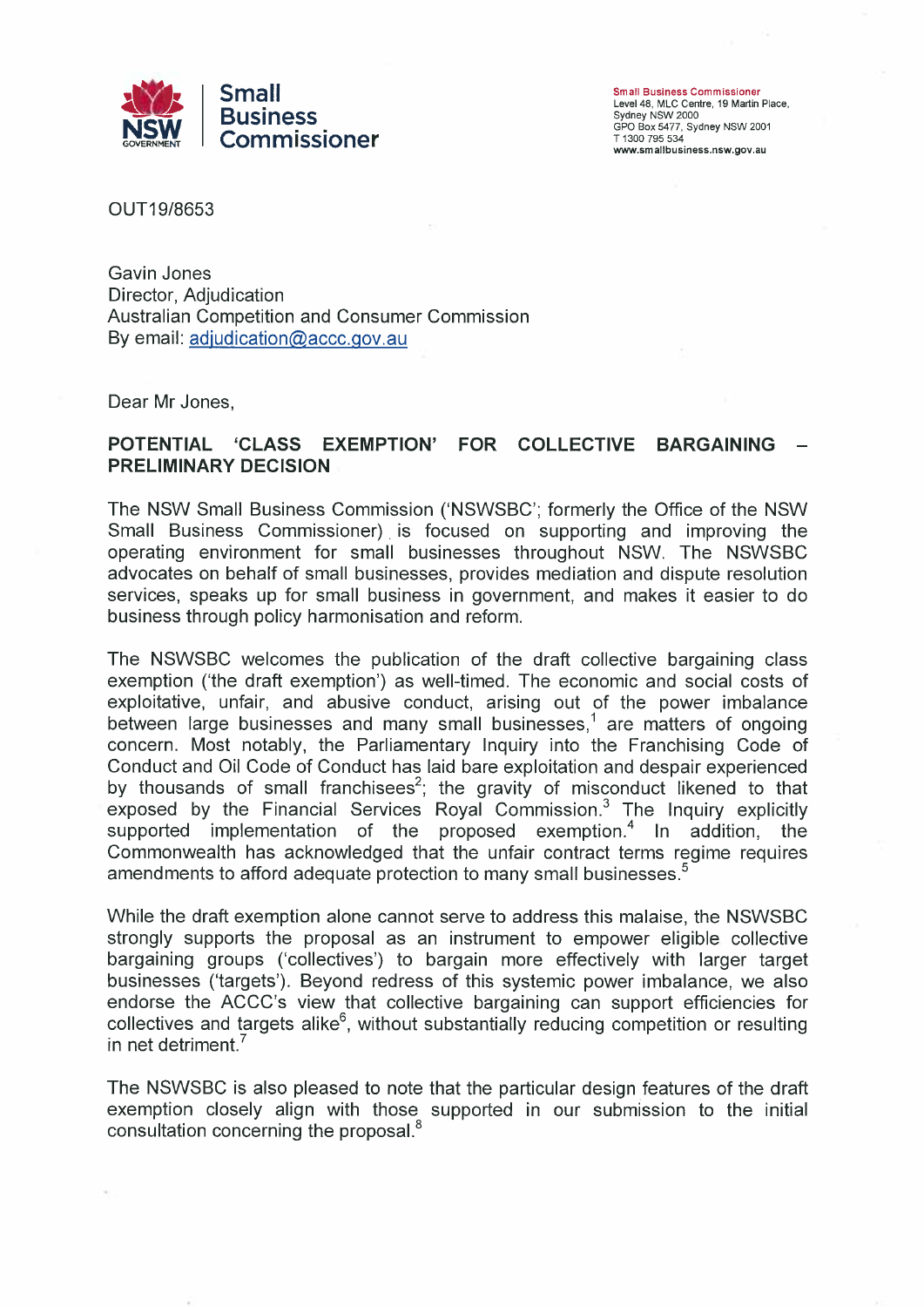Small Business Commissioner

**Small Business Commissioner**
Level 48, MLC Centre, 19 Martin Place,
Sydney NSW 2000
GPO Box 5477, Sydney NSW 2001
T 1300 795 534
**www.smallbusiness.nsw.gov.au**

OUT19/8653

Gavin Jones
Director, Adjudication
Australian Competition and Consumer Commission
By email: adjudication@accc.gov.au

Dear Mr Jones,

**POTENTIAL 'CLASS EXEMPTION' FOR COLLECTIVE BARGAINING – PRELIMINARY DECISION**

The NSW Small Business Commission ('NSWSBC'; formerly the Office of the NSW Small Business Commissioner) is focused on supporting and improving the operating environment for small businesses throughout NSW. The NSWSBC advocates on behalf of small businesses, provides mediation and dispute resolution services, speaks up for small business in government, and makes it easier to do business through policy harmonisation and reform.

The NSWSBC welcomes the publication of the draft collective bargaining class exemption ('the draft exemption') as well-timed. The economic and social costs of exploitative, unfair, and abusive conduct, arising out of the power imbalance between large businesses and many small businesses,[1] are matters of ongoing concern. Most notably, the Parliamentary Inquiry into the Franchising Code of Conduct and Oil Code of Conduct has laid bare exploitation and despair experienced by thousands of small franchisees[2]; the gravity of misconduct likened to that exposed by the Financial Services Royal Commission.[3] The Inquiry explicitly supported implementation of the proposed exemption.[4] In addition, the Commonwealth has acknowledged that the unfair contract terms regime requires amendments to afford adequate protection to many small businesses.[5]

While the draft exemption alone cannot serve to address this malaise, the NSWSBC strongly supports the proposal as an instrument to empower eligible collective bargaining groups ('collectives') to bargain more effectively with larger target businesses ('targets'). Beyond redress of this systemic power imbalance, we also endorse the ACCC's view that collective bargaining can support efficiencies for collectives and targets alike[6], without substantially reducing competition or resulting in net detriment.[7]

The NSWSBC is also pleased to note that the particular design features of the draft exemption closely align with those supported in our submission to the initial consultation concerning the proposal.[8]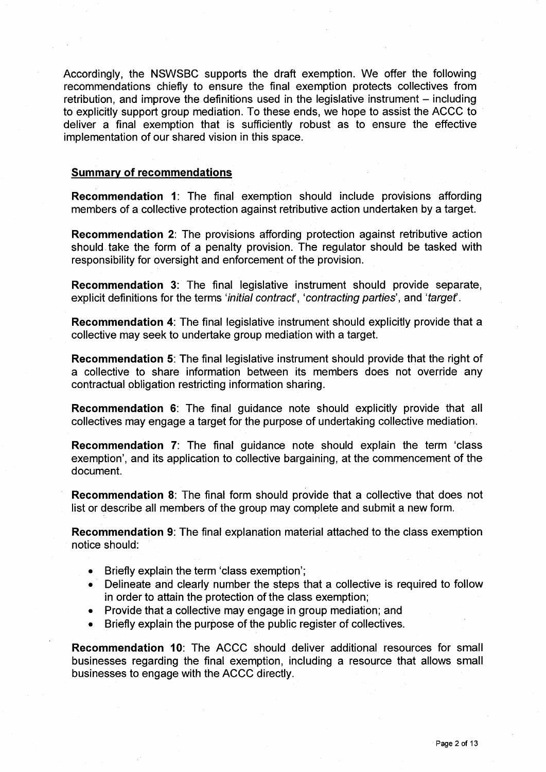Accordingly, the NSWSBC supports the draft exemption. We offer the following recommendations chiefly to ensure the final exemption protects collectives from retribution, and improve the definitions used in the legislative instrument – including to explicitly support group mediation. To these ends, we hope to assist the ACCC to deliver a final exemption that is sufficiently robust as to ensure the effective implementation of our shared vision in this space.

## Summary of recommendations

**Recommendation 1**: The final exemption should include provisions affording members of a collective protection against retributive action undertaken by a target.

**Recommendation 2**: The provisions affording protection against retributive action should take the form of a penalty provision. The regulator should be tasked with responsibility for oversight and enforcement of the provision.

**Recommendation 3**: The final legislative instrument should provide separate, explicit definitions for the terms '*initial contract*', '*contracting parties*', and '*target*'.

**Recommendation 4**: The final legislative instrument should explicitly provide that a collective may seek to undertake group mediation with a target.

**Recommendation 5**: The final legislative instrument should provide that the right of a collective to share information between its members does not override any contractual obligation restricting information sharing.

**Recommendation 6**: The final guidance note should explicitly provide that all collectives may engage a target for the purpose of undertaking collective mediation.

**Recommendation 7**: The final guidance note should explain the term 'class exemption', and its application to collective bargaining, at the commencement of the document.

**Recommendation 8**: The final form should provide that a collective that does not list or describe all members of the group may complete and submit a new form.

**Recommendation 9**: The final explanation material attached to the class exemption notice should:

- Briefly explain the term 'class exemption';
- Delineate and clearly number the steps that a collective is required to follow in order to attain the protection of the class exemption;
- Provide that a collective may engage in group mediation; and
- Briefly explain the purpose of the public register of collectives.

**Recommendation 10**: The ACCC should deliver additional resources for small businesses regarding the final exemption, including a resource that allows small businesses to engage with the ACCC directly.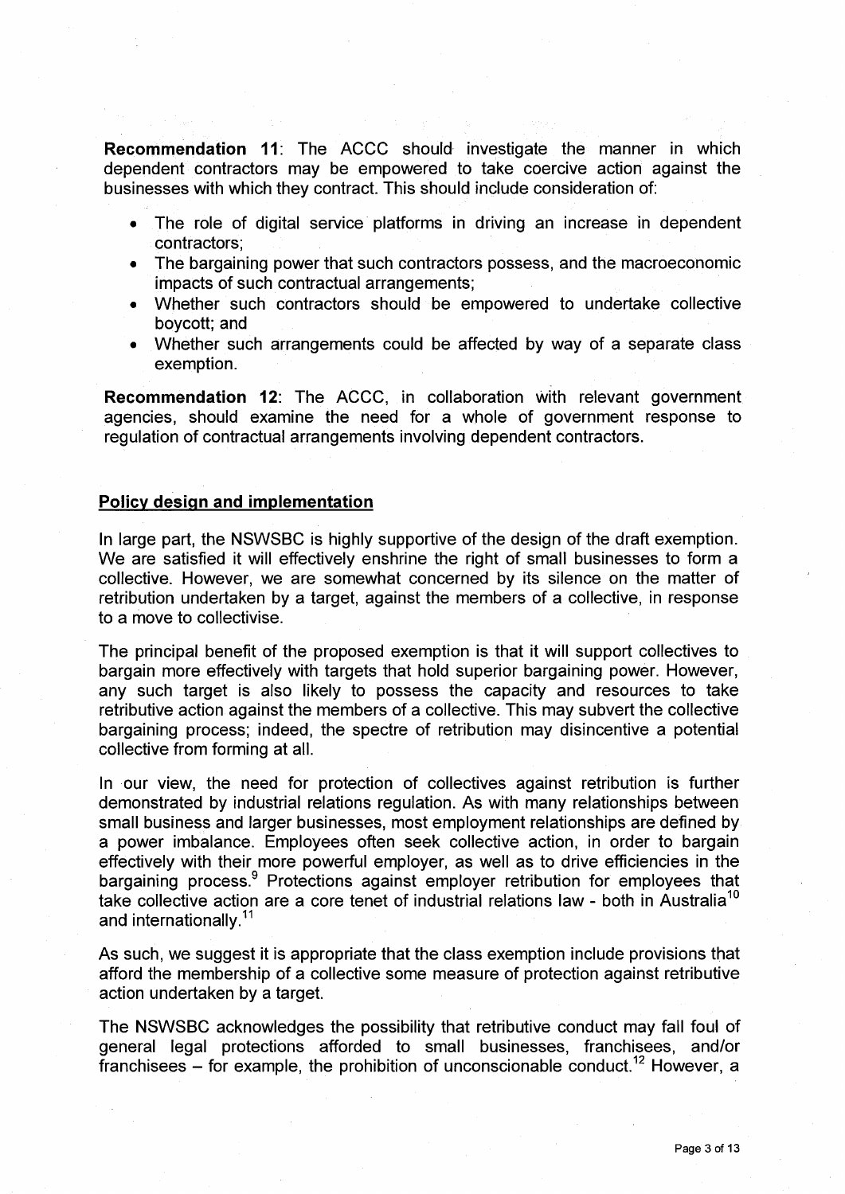**Recommendation 11**: The ACCC should investigate the manner in which dependent contractors may be empowered to take coercive action against the businesses with which they contract. This should include consideration of:

- The role of digital service platforms in driving an increase in dependent contractors;
- The bargaining power that such contractors possess, and the macroeconomic impacts of such contractual arrangements;
- Whether such contractors should be empowered to undertake collective boycott; and
- Whether such arrangements could be affected by way of a separate class exemption.

**Recommendation 12**: The ACCC, in collaboration with relevant government agencies, should examine the need for a whole of government response to regulation of contractual arrangements involving dependent contractors.

## Policy design and implementation

In large part, the NSWSBC is highly supportive of the design of the draft exemption. We are satisfied it will effectively enshrine the right of small businesses to form a collective. However, we are somewhat concerned by its silence on the matter of retribution undertaken by a target, against the members of a collective, in response to a move to collectivise.

The principal benefit of the proposed exemption is that it will support collectives to bargain more effectively with targets that hold superior bargaining power. However, any such target is also likely to possess the capacity and resources to take retributive action against the members of a collective. This may subvert the collective bargaining process; indeed, the spectre of retribution may disincentive a potential collective from forming at all.

In our view, the need for protection of collectives against retribution is further demonstrated by industrial relations regulation. As with many relationships between small business and larger businesses, most employment relationships are defined by a power imbalance. Employees often seek collective action, in order to bargain effectively with their more powerful employer, as well as to drive efficiencies in the bargaining process.[9] Protections against employer retribution for employees that take collective action are a core tenet of industrial relations law - both in Australia[10] and internationally.[11]

As such, we suggest it is appropriate that the class exemption include provisions that afford the membership of a collective some measure of protection against retributive action undertaken by a target.

The NSWSBC acknowledges the possibility that retributive conduct may fall foul of general legal protections afforded to small businesses, franchisees, and/or franchisees – for example, the prohibition of unconscionable conduct.[12] However, a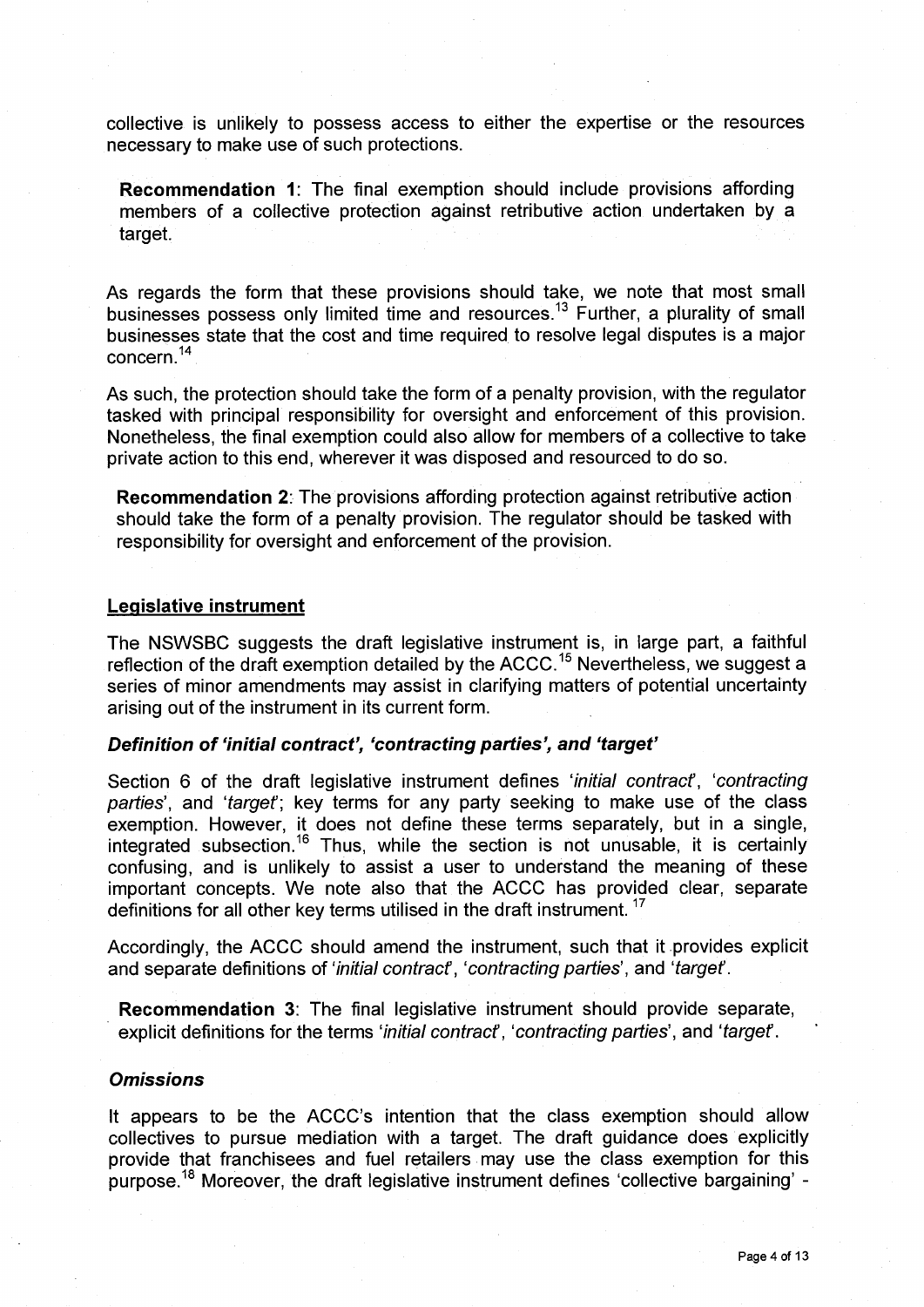collective is unlikely to possess access to either the expertise or the resources necessary to make use of such protections.

> **Recommendation 1**: The final exemption should include provisions affording members of a collective protection against retributive action undertaken by a target.

As regards the form that these provisions should take, we note that most small businesses possess only limited time and resources.[13] Further, a plurality of small businesses state that the cost and time required to resolve legal disputes is a major concern.[14]

As such, the protection should take the form of a penalty provision, with the regulator tasked with principal responsibility for oversight and enforcement of this provision. Nonetheless, the final exemption could also allow for members of a collective to take private action to this end, wherever it was disposed and resourced to do so.

> **Recommendation 2**: The provisions affording protection against retributive action should take the form of a penalty provision. The regulator should be tasked with responsibility for oversight and enforcement of the provision.

## Legislative instrument

The NSWSBC suggests the draft legislative instrument is, in large part, a faithful reflection of the draft exemption detailed by the ACCC.[15] Nevertheless, we suggest a series of minor amendments may assist in clarifying matters of potential uncertainty arising out of the instrument in its current form.

### *Definition of 'initial contract', 'contracting parties', and 'target'*

Section 6 of the draft legislative instrument defines '*initial contract*', '*contracting parties*', and '*target*'; key terms for any party seeking to make use of the class exemption. However, it does not define these terms separately, but in a single, integrated subsection.[16] Thus, while the section is not unusable, it is certainly confusing, and is unlikely to assist a user to understand the meaning of these important concepts. We note also that the ACCC has provided clear, separate definitions for all other key terms utilised in the draft instrument.[17]

Accordingly, the ACCC should amend the instrument, such that it provides explicit and separate definitions of '*initial contract*', '*contracting parties*', and '*target*'.

> **Recommendation 3**: The final legislative instrument should provide separate, explicit definitions for the terms '*initial contract*', '*contracting parties*', and '*target*'.

### *Omissions*

It appears to be the ACCC's intention that the class exemption should allow collectives to pursue mediation with a target. The draft guidance does explicitly provide that franchisees and fuel retailers may use the class exemption for this purpose.[18] Moreover, the draft legislative instrument defines 'collective bargaining' -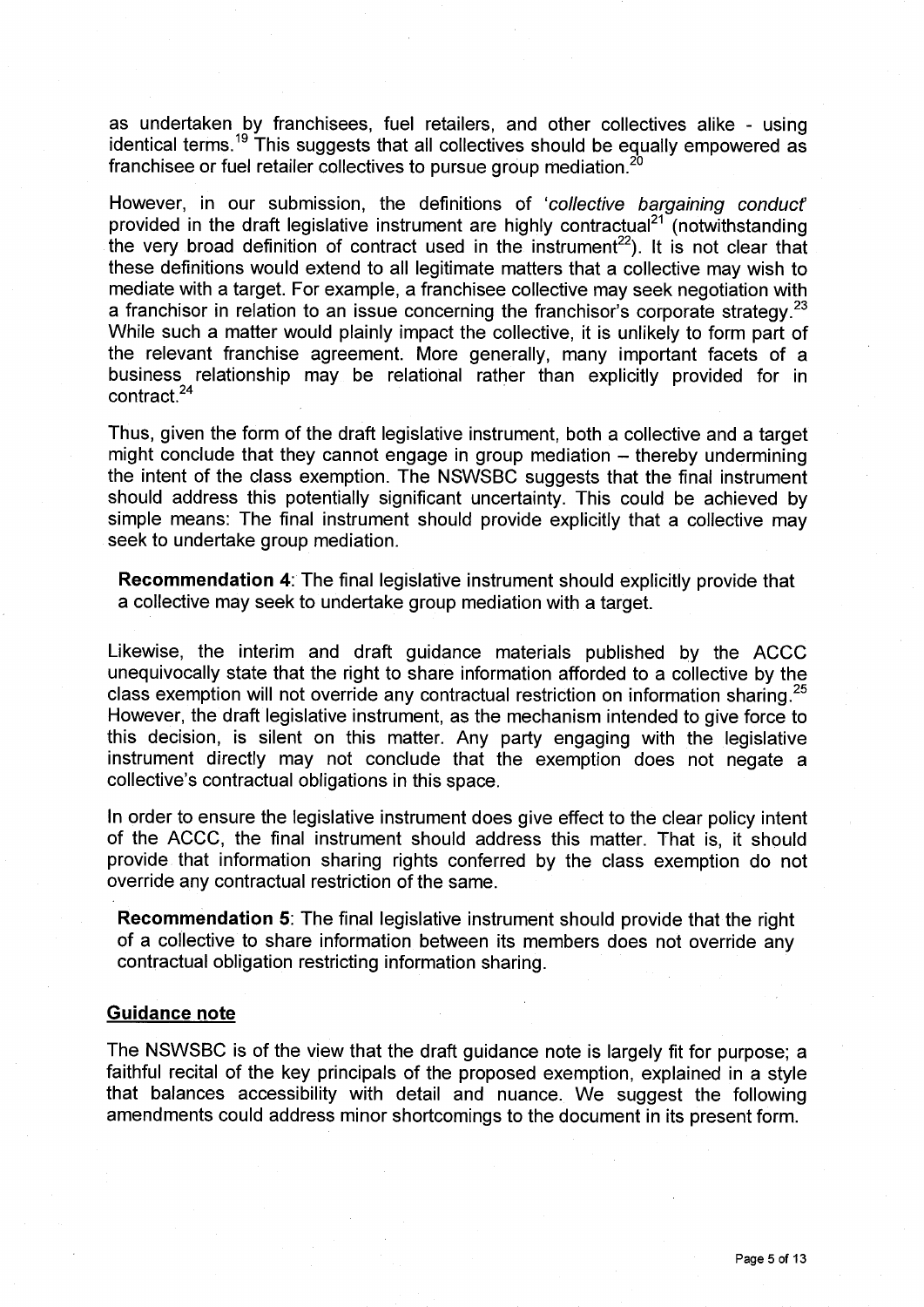as undertaken by franchisees, fuel retailers, and other collectives alike - using identical terms.[19] This suggests that all collectives should be equally empowered as franchisee or fuel retailer collectives to pursue group mediation.[20]

However, in our submission, the definitions of '*collective bargaining conduct*' provided in the draft legislative instrument are highly contractual[21] (notwithstanding the very broad definition of contract used in the instrument[22]). It is not clear that these definitions would extend to all legitimate matters that a collective may wish to mediate with a target. For example, a franchisee collective may seek negotiation with a franchisor in relation to an issue concerning the franchisor's corporate strategy.[23] While such a matter would plainly impact the collective, it is unlikely to form part of the relevant franchise agreement. More generally, many important facets of a business relationship may be relational rather than explicitly provided for in contract.[24]

Thus, given the form of the draft legislative instrument, both a collective and a target might conclude that they cannot engage in group mediation – thereby undermining the intent of the class exemption. The NSWSBC suggests that the final instrument should address this potentially significant uncertainty. This could be achieved by simple means: The final instrument should provide explicitly that a collective may seek to undertake group mediation.

**Recommendation 4**: The final legislative instrument should explicitly provide that a collective may seek to undertake group mediation with a target.

Likewise, the interim and draft guidance materials published by the ACCC unequivocally state that the right to share information afforded to a collective by the class exemption will not override any contractual restriction on information sharing.[25] However, the draft legislative instrument, as the mechanism intended to give force to this decision, is silent on this matter. Any party engaging with the legislative instrument directly may not conclude that the exemption does not negate a collective's contractual obligations in this space.

In order to ensure the legislative instrument does give effect to the clear policy intent of the ACCC, the final instrument should address this matter. That is, it should provide that information sharing rights conferred by the class exemption do not override any contractual restriction of the same.

**Recommendation 5**: The final legislative instrument should provide that the right of a collective to share information between its members does not override any contractual obligation restricting information sharing.

## Guidance note

The NSWSBC is of the view that the draft guidance note is largely fit for purpose; a faithful recital of the key principals of the proposed exemption, explained in a style that balances accessibility with detail and nuance. We suggest the following amendments could address minor shortcomings to the document in its present form.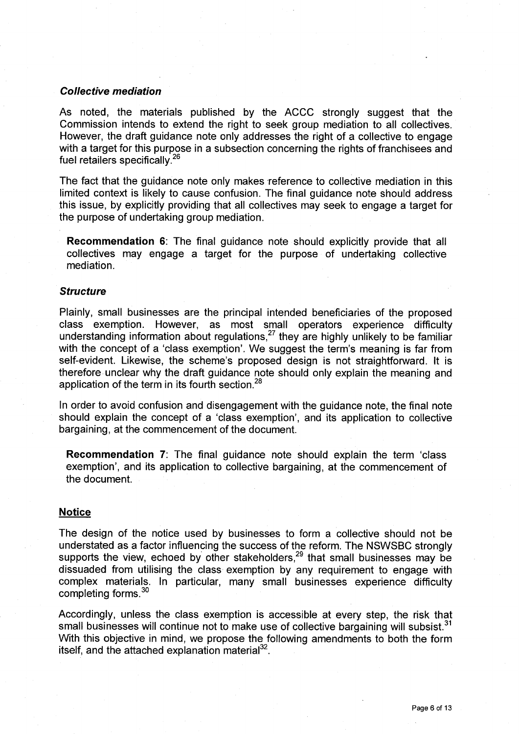### *Collective mediation*

As noted, the materials published by the ACCC strongly suggest that the Commission intends to extend the right to seek group mediation to all collectives. However, the draft guidance note only addresses the right of a collective to engage with a target for this purpose in a subsection concerning the rights of franchisees and fuel retailers specifically.[26]

The fact that the guidance note only makes reference to collective mediation in this limited context is likely to cause confusion. The final guidance note should address this issue, by explicitly providing that all collectives may seek to engage a target for the purpose of undertaking group mediation.

> **Recommendation 6**: The final guidance note should explicitly provide that all collectives may engage a target for the purpose of undertaking collective mediation.

### *Structure*

Plainly, small businesses are the principal intended beneficiaries of the proposed class exemption. However, as most small operators experience difficulty understanding information about regulations,[27] they are highly unlikely to be familiar with the concept of a 'class exemption'. We suggest the term's meaning is far from self-evident. Likewise, the scheme's proposed design is not straightforward. It is therefore unclear why the draft guidance note should only explain the meaning and application of the term in its fourth section.[28]

In order to avoid confusion and disengagement with the guidance note, the final note should explain the concept of a 'class exemption', and its application to collective bargaining, at the commencement of the document.

> **Recommendation 7**: The final guidance note should explain the term 'class exemption', and its application to collective bargaining, at the commencement of the document.

## Notice

The design of the notice used by businesses to form a collective should not be understated as a factor influencing the success of the reform. The NSWSBC strongly supports the view, echoed by other stakeholders,[29] that small businesses may be dissuaded from utilising the class exemption by any requirement to engage with complex materials. In particular, many small businesses experience difficulty completing forms.[30]

Accordingly, unless the class exemption is accessible at every step, the risk that small businesses will continue not to make use of collective bargaining will subsist.[31] With this objective in mind, we propose the following amendments to both the form itself, and the attached explanation material[32].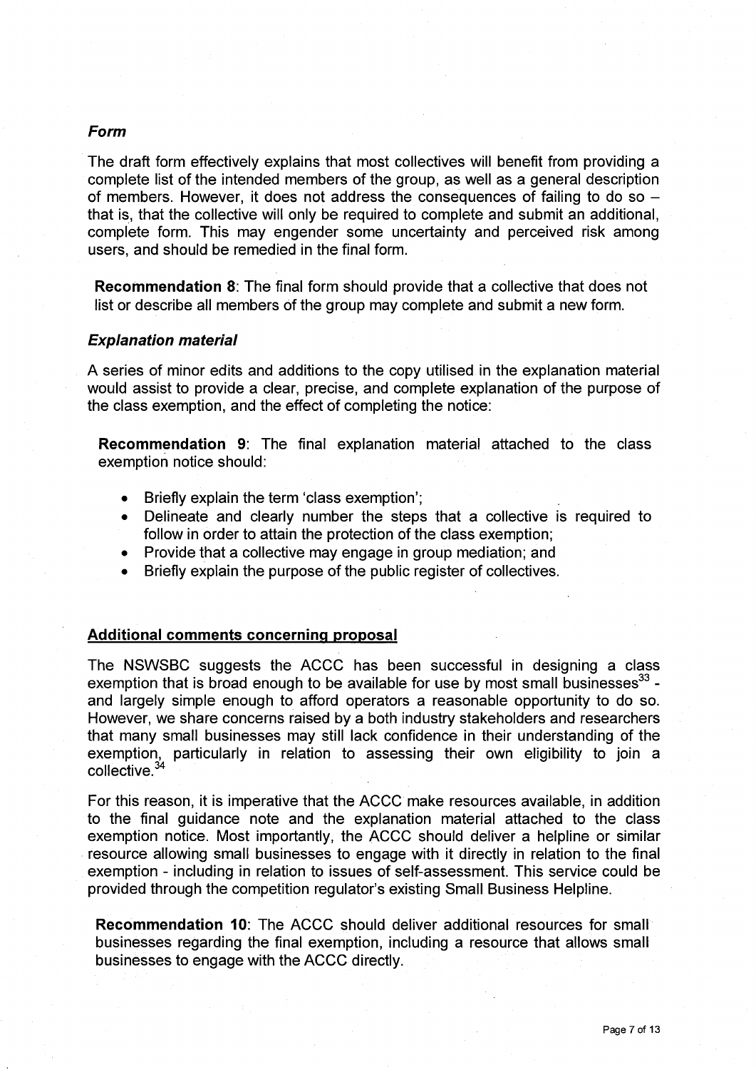### *Form*

The draft form effectively explains that most collectives will benefit from providing a complete list of the intended members of the group, as well as a general description of members. However, it does not address the consequences of failing to do so – that is, that the collective will only be required to complete and submit an additional, complete form. This may engender some uncertainty and perceived risk among users, and should be remedied in the final form.

**Recommendation 8**: The final form should provide that a collective that does not list or describe all members of the group may complete and submit a new form.

### *Explanation material*

A series of minor edits and additions to the copy utilised in the explanation material would assist to provide a clear, precise, and complete explanation of the purpose of the class exemption, and the effect of completing the notice:

**Recommendation 9**: The final explanation material attached to the class exemption notice should:

- Briefly explain the term 'class exemption';
- Delineate and clearly number the steps that a collective is required to follow in order to attain the protection of the class exemption;
- Provide that a collective may engage in group mediation; and
- Briefly explain the purpose of the public register of collectives.

## Additional comments concerning proposal

The NSWSBC suggests the ACCC has been successful in designing a class exemption that is broad enough to be available for use by most small businesses[33] - and largely simple enough to afford operators a reasonable opportunity to do so. However, we share concerns raised by a both industry stakeholders and researchers that many small businesses may still lack confidence in their understanding of the exemption, particularly in relation to assessing their own eligibility to join a collective.[34]

For this reason, it is imperative that the ACCC make resources available, in addition to the final guidance note and the explanation material attached to the class exemption notice. Most importantly, the ACCC should deliver a helpline or similar resource allowing small businesses to engage with it directly in relation to the final exemption - including in relation to issues of self-assessment. This service could be provided through the competition regulator's existing Small Business Helpline.

**Recommendation 10**: The ACCC should deliver additional resources for small businesses regarding the final exemption, including a resource that allows small businesses to engage with the ACCC directly.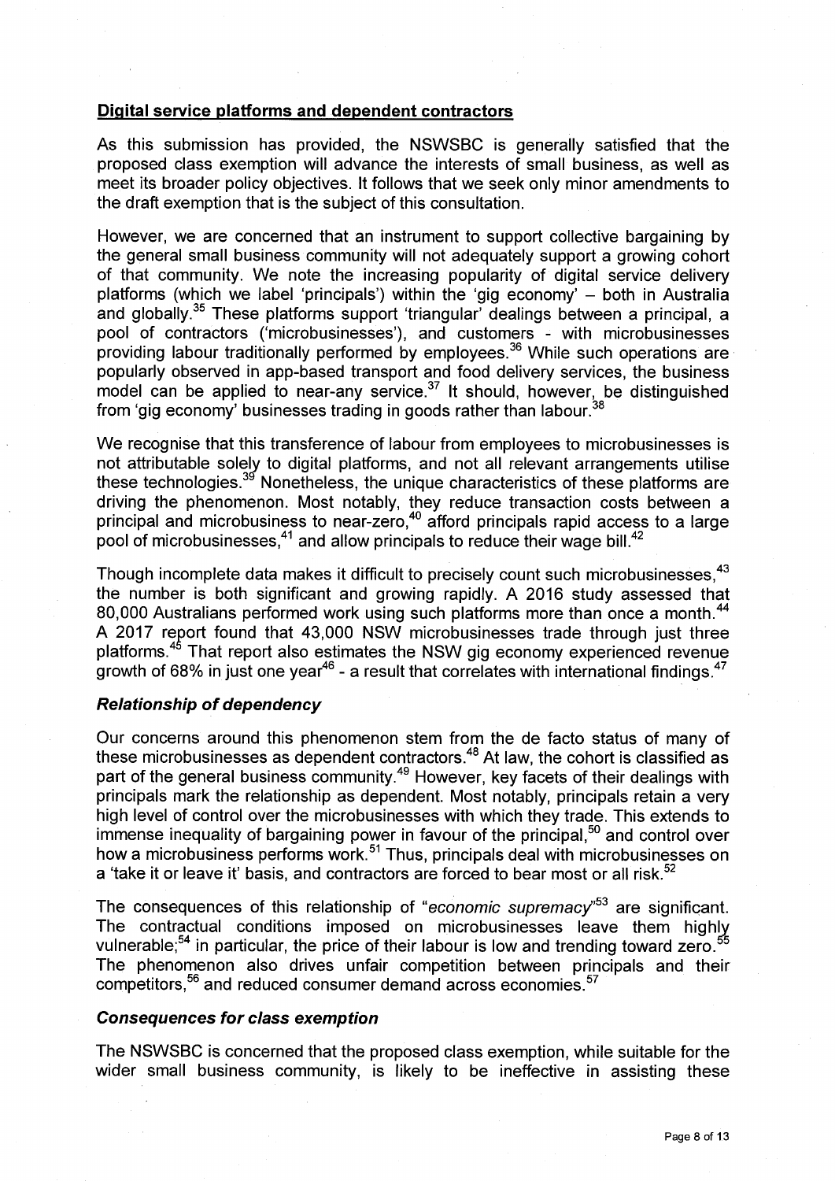## Digital service platforms and dependent contractors

As this submission has provided, the NSWSBC is generally satisfied that the proposed class exemption will advance the interests of small business, as well as meet its broader policy objectives. It follows that we seek only minor amendments to the draft exemption that is the subject of this consultation.

However, we are concerned that an instrument to support collective bargaining by the general small business community will not adequately support a growing cohort of that community. We note the increasing popularity of digital service delivery platforms (which we label 'principals') within the 'gig economy' – both in Australia and globally.[35] These platforms support 'triangular' dealings between a principal, a pool of contractors ('microbusinesses'), and customers - with microbusinesses providing labour traditionally performed by employees.[36] While such operations are popularly observed in app-based transport and food delivery services, the business model can be applied to near-any service.[37] It should, however, be distinguished from 'gig economy' businesses trading in goods rather than labour.[38]

We recognise that this transference of labour from employees to microbusinesses is not attributable solely to digital platforms, and not all relevant arrangements utilise these technologies.[39] Nonetheless, the unique characteristics of these platforms are driving the phenomenon. Most notably, they reduce transaction costs between a principal and microbusiness to near-zero,[40] afford principals rapid access to a large pool of microbusinesses,[41] and allow principals to reduce their wage bill.[42]

Though incomplete data makes it difficult to precisely count such microbusinesses,[43] the number is both significant and growing rapidly. A 2016 study assessed that 80,000 Australians performed work using such platforms more than once a month.[44] A 2017 report found that 43,000 NSW microbusinesses trade through just three platforms.[45] That report also estimates the NSW gig economy experienced revenue growth of 68% in just one year[46] - a result that correlates with international findings.[47]

### *Relationship of dependency*

Our concerns around this phenomenon stem from the de facto status of many of these microbusinesses as dependent contractors.[48] At law, the cohort is classified as part of the general business community.[49] However, key facets of their dealings with principals mark the relationship as dependent. Most notably, principals retain a very high level of control over the microbusinesses with which they trade. This extends to immense inequality of bargaining power in favour of the principal,[50] and control over how a microbusiness performs work.[51] Thus, principals deal with microbusinesses on a 'take it or leave it' basis, and contractors are forced to bear most or all risk.[52]

The consequences of this relationship of "*economic supremacy*"[53] are significant. The contractual conditions imposed on microbusinesses leave them highly vulnerable;[54] in particular, the price of their labour is low and trending toward zero.[55] The phenomenon also drives unfair competition between principals and their competitors,[56] and reduced consumer demand across economies.[57]

### *Consequences for class exemption*

The NSWSBC is concerned that the proposed class exemption, while suitable for the wider small business community, is likely to be ineffective in assisting these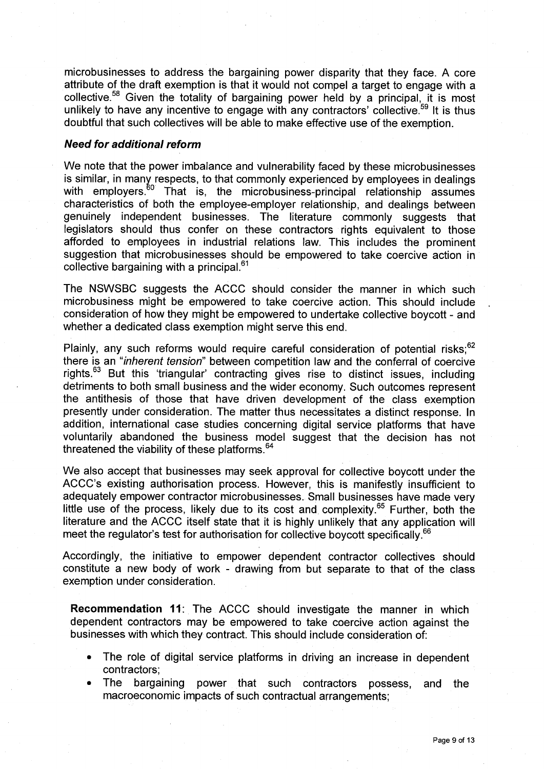microbusinesses to address the bargaining power disparity that they face. A core attribute of the draft exemption is that it would not compel a target to engage with a collective.[58] Given the totality of bargaining power held by a principal, it is most unlikely to have any incentive to engage with any contractors' collective.[59] It is thus doubtful that such collectives will be able to make effective use of the exemption.

### *Need for additional reform*

We note that the power imbalance and vulnerability faced by these microbusinesses is similar, in many respects, to that commonly experienced by employees in dealings with employers.[60] That is, the microbusiness-principal relationship assumes characteristics of both the employee-employer relationship, and dealings between genuinely independent businesses. The literature commonly suggests that legislators should thus confer on these contractors rights equivalent to those afforded to employees in industrial relations law. This includes the prominent suggestion that microbusinesses should be empowered to take coercive action in collective bargaining with a principal.[61]

The NSWSBC suggests the ACCC should consider the manner in which such microbusiness might be empowered to take coercive action. This should include consideration of how they might be empowered to undertake collective boycott - and whether a dedicated class exemption might serve this end.

Plainly, any such reforms would require careful consideration of potential risks;[62] there is an "*inherent tension*" between competition law and the conferral of coercive rights.[63] But this 'triangular' contracting gives rise to distinct issues, including detriments to both small business and the wider economy. Such outcomes represent the antithesis of those that have driven development of the class exemption presently under consideration. The matter thus necessitates a distinct response. In addition, international case studies concerning digital service platforms that have voluntarily abandoned the business model suggest that the decision has not threatened the viability of these platforms.[64]

We also accept that businesses may seek approval for collective boycott under the ACCC's existing authorisation process. However, this is manifestly insufficient to adequately empower contractor microbusinesses. Small businesses have made very little use of the process, likely due to its cost and complexity.[65] Further, both the literature and the ACCC itself state that it is highly unlikely that any application will meet the regulator's test for authorisation for collective boycott specifically.[66]

Accordingly, the initiative to empower dependent contractor collectives should constitute a new body of work - drawing from but separate to that of the class exemption under consideration.

**Recommendation 11**: The ACCC should investigate the manner in which dependent contractors may be empowered to take coercive action against the businesses with which they contract. This should include consideration of:

- The role of digital service platforms in driving an increase in dependent contractors;
- The bargaining power that such contractors possess, and the macroeconomic impacts of such contractual arrangements;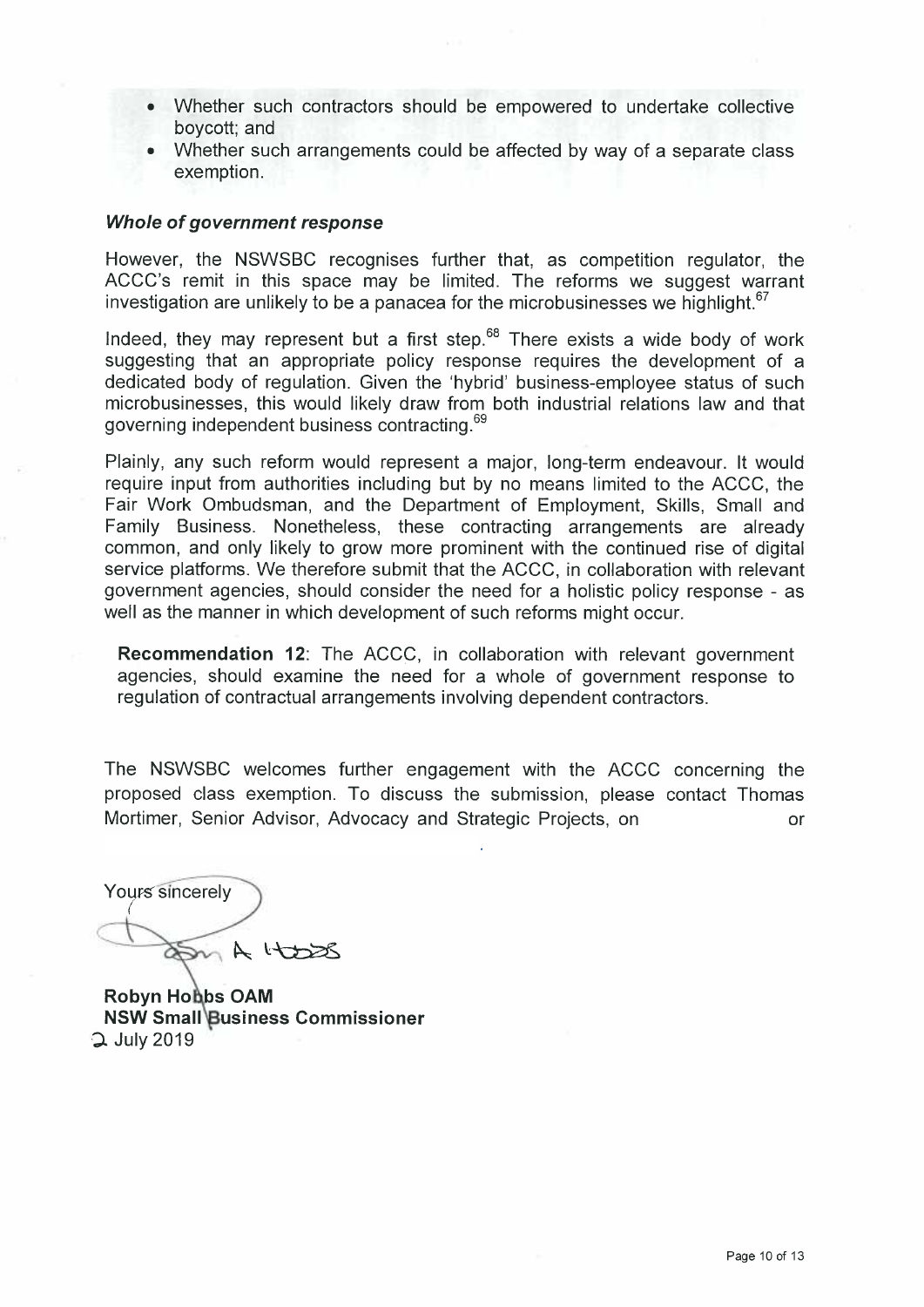- Whether such contractors should be empowered to undertake collective boycott; and
- Whether such arrangements could be affected by way of a separate class exemption.

### *Whole of government response*

However, the NSWSBC recognises further that, as competition regulator, the ACCC's remit in this space may be limited. The reforms we suggest warrant investigation are unlikely to be a panacea for the microbusinesses we highlight.[67]

Indeed, they may represent but a first step.[68] There exists a wide body of work suggesting that an appropriate policy response requires the development of a dedicated body of regulation. Given the 'hybrid' business-employee status of such microbusinesses, this would likely draw from both industrial relations law and that governing independent business contracting.[69]

Plainly, any such reform would represent a major, long-term endeavour. It would require input from authorities including but by no means limited to the ACCC, the Fair Work Ombudsman, and the Department of Employment, Skills, Small and Family Business. Nonetheless, these contracting arrangements are already common, and only likely to grow more prominent with the continued rise of digital service platforms. We therefore submit that the ACCC, in collaboration with relevant government agencies, should consider the need for a holistic policy response - as well as the manner in which development of such reforms might occur.

**Recommendation 12**: The ACCC, in collaboration with relevant government agencies, should examine the need for a whole of government response to regulation of contractual arrangements involving dependent contractors.

The NSWSBC welcomes further engagement with the ACCC concerning the proposed class exemption. To discuss the submission, please contact Thomas Mortimer, Senior Advisor, Advocacy and Strategic Projects, on or

Yours sincerely

**Robyn Hobbs OAM**
**NSW Small Business Commissioner**
2 July 2019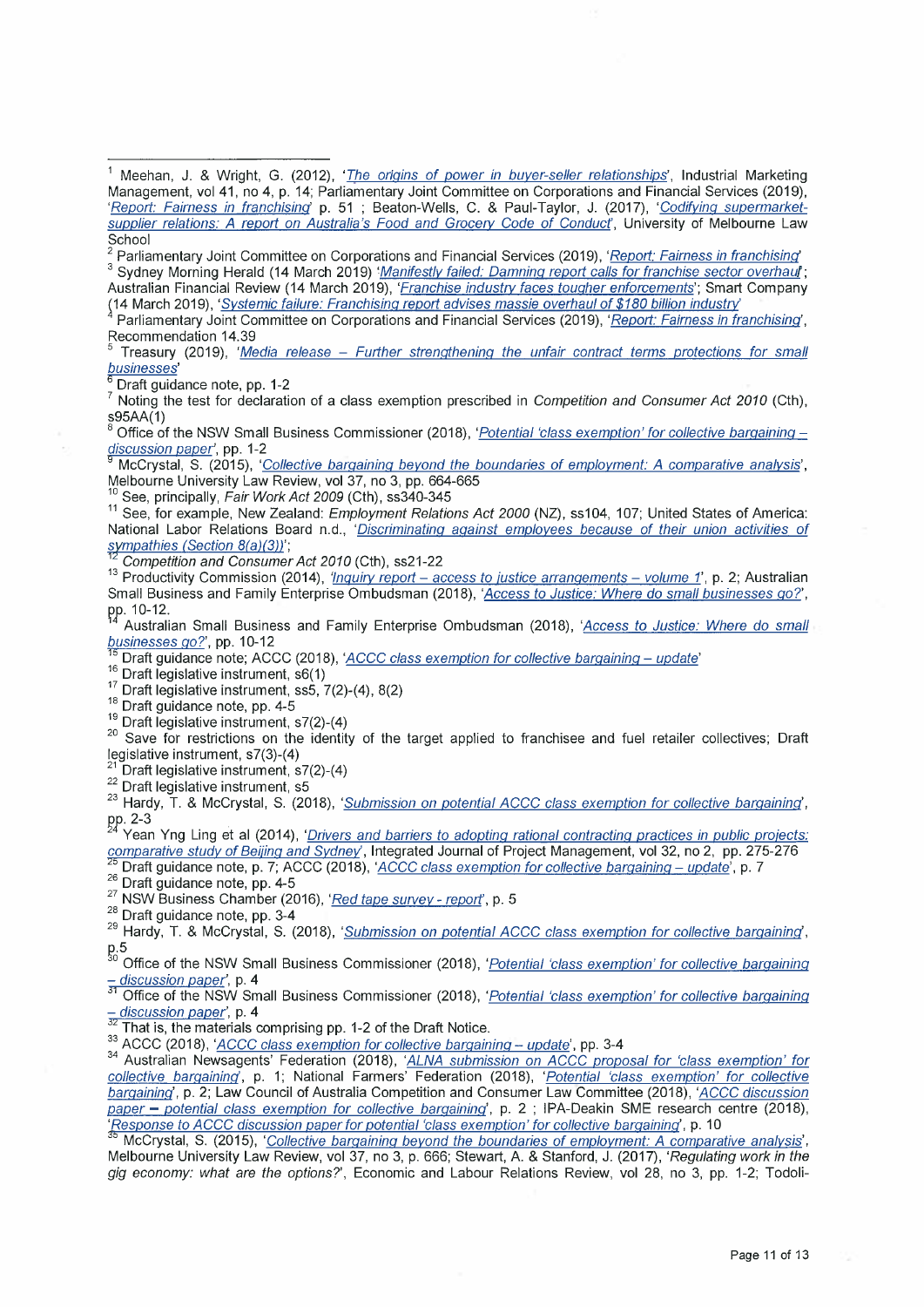[1] Meehan, J. & Wright, G. (2012), '*The origins of power in buyer-seller relationships*', Industrial Marketing Management, vol 41, no 4, p. 14; Parliamentary Joint Committee on Corporations and Financial Services (2019), '*Report: Fairness in franchising*' p. 51 ; Beaton-Wells, C. & Paul-Taylor, J. (2017), '*Codifying supermarket-supplier relations: A report on Australia's Food and Grocery Code of Conduct*', University of Melbourne Law School

[2] Parliamentary Joint Committee on Corporations and Financial Services (2019), '*Report: Fairness in franchising*'

[3] Sydney Morning Herald (14 March 2019) '*Manifestly failed: Damning report calls for franchise sector overhaul*'; Australian Financial Review (14 March 2019), '*Franchise industry faces tougher enforcements*'; Smart Company (14 March 2019), '*Systemic failure: Franchising report advises massie overhaul of $180 billion industry*'

[4] Parliamentary Joint Committee on Corporations and Financial Services (2019), '*Report: Fairness in franchising*', Recommendation 14.39

[5] Treasury (2019), '*Media release – Further strengthening the unfair contract terms protections for small businesses*'

[6] Draft guidance note, pp. 1-2

[7] Noting the test for declaration of a class exemption prescribed in *Competition and Consumer Act 2010* (Cth), s95AA(1)

[8] Office of the NSW Small Business Commissioner (2018), '*Potential 'class exemption' for collective bargaining – discussion paper*', pp. 1-2

[9] McCrystal, S. (2015), '*Collective bargaining beyond the boundaries of employment: A comparative analysis*', Melbourne University Law Review, vol 37, no 3, pp. 664-665

[10] See, principally, *Fair Work Act 2009* (Cth), ss340-345

[11] See, for example, New Zealand: *Employment Relations Act 2000* (NZ), ss104, 107; United States of America: National Labor Relations Board n.d., '*Discriminating against employees because of their union activities of sympathies (Section 8(a)(3))*';

[12] *Competition and Consumer Act 2010* (Cth), ss21-22

[13] Productivity Commission (2014), '*Inquiry report – access to justice arrangements – volume 1*', p. 2; Australian Small Business and Family Enterprise Ombudsman (2018), '*Access to Justice: Where do small businesses go?*', pp. 10-12.

[14] Australian Small Business and Family Enterprise Ombudsman (2018), '*Access to Justice: Where do small businesses go?*', pp. 10-12

[15] Draft guidance note; ACCC (2018), '*ACCC class exemption for collective bargaining – update*'

[16] Draft legislative instrument, s6(1)

[17] Draft legislative instrument, ss5, 7(2)-(4), 8(2)

[18] Draft guidance note, pp. 4-5

[19] Draft legislative instrument, s7(2)-(4)

[20] Save for restrictions on the identity of the target applied to franchisee and fuel retailer collectives; Draft legislative instrument, s7(3)-(4)

[21] Draft legislative instrument, s7(2)-(4)

[22] Draft legislative instrument, s5

[23] Hardy, T. & McCrystal, S. (2018), '*Submission on potential ACCC class exemption for collective bargaining*', pp. 2-3

[24] Yean Yng Ling et al (2014), '*Drivers and barriers to adopting rational contracting practices in public projects: comparative study of Beijing and Sydney*', Integrated Journal of Project Management, vol 32, no 2, pp. 275-276

[25] Draft guidance note, p. 7; ACCC (2018), '*ACCC class exemption for collective bargaining – update*', p. 7

[26] Draft guidance note, pp. 4-5

[27] NSW Business Chamber (2016), '*Red tape survey - report*', p. 5

[28] Draft guidance note, pp. 3-4

[29] Hardy, T. & McCrystal, S. (2018), '*Submission on potential ACCC class exemption for collective bargaining*', p.5

[30] Office of the NSW Small Business Commissioner (2018), '*Potential 'class exemption' for collective bargaining – discussion paper*', p. 4

[31] Office of the NSW Small Business Commissioner (2018), '*Potential 'class exemption' for collective bargaining – discussion paper*', p. 4

[32] That is, the materials comprising pp. 1-2 of the Draft Notice.

[33] ACCC (2018), '*ACCC class exemption for collective bargaining – update*', pp. 3-4

[34] Australian Newsagents' Federation (2018), '*ALNA submission on ACCC proposal for 'class exemption' for collective bargaining*', p. 1; National Farmers' Federation (2018), '*Potential 'class exemption' for collective bargaining*', p. 2; Law Council of Australia Competition and Consumer Law Committee (2018), '*ACCC discussion paper – potential class exemption for collective bargaining*', p. 2 ; IPA-Deakin SME research centre (2018), '*Response to ACCC discussion paper for potential 'class exemption' for collective bargaining*', p. 10

[35] McCrystal, S. (2015), '*Collective bargaining beyond the boundaries of employment: A comparative analysis*', Melbourne University Law Review, vol 37, no 3, p. 666; Stewart, A. & Stanford, J. (2017), '*Regulating work in the gig economy: what are the options?*', Economic and Labour Relations Review, vol 28, no 3, pp. 1-2; Todoli-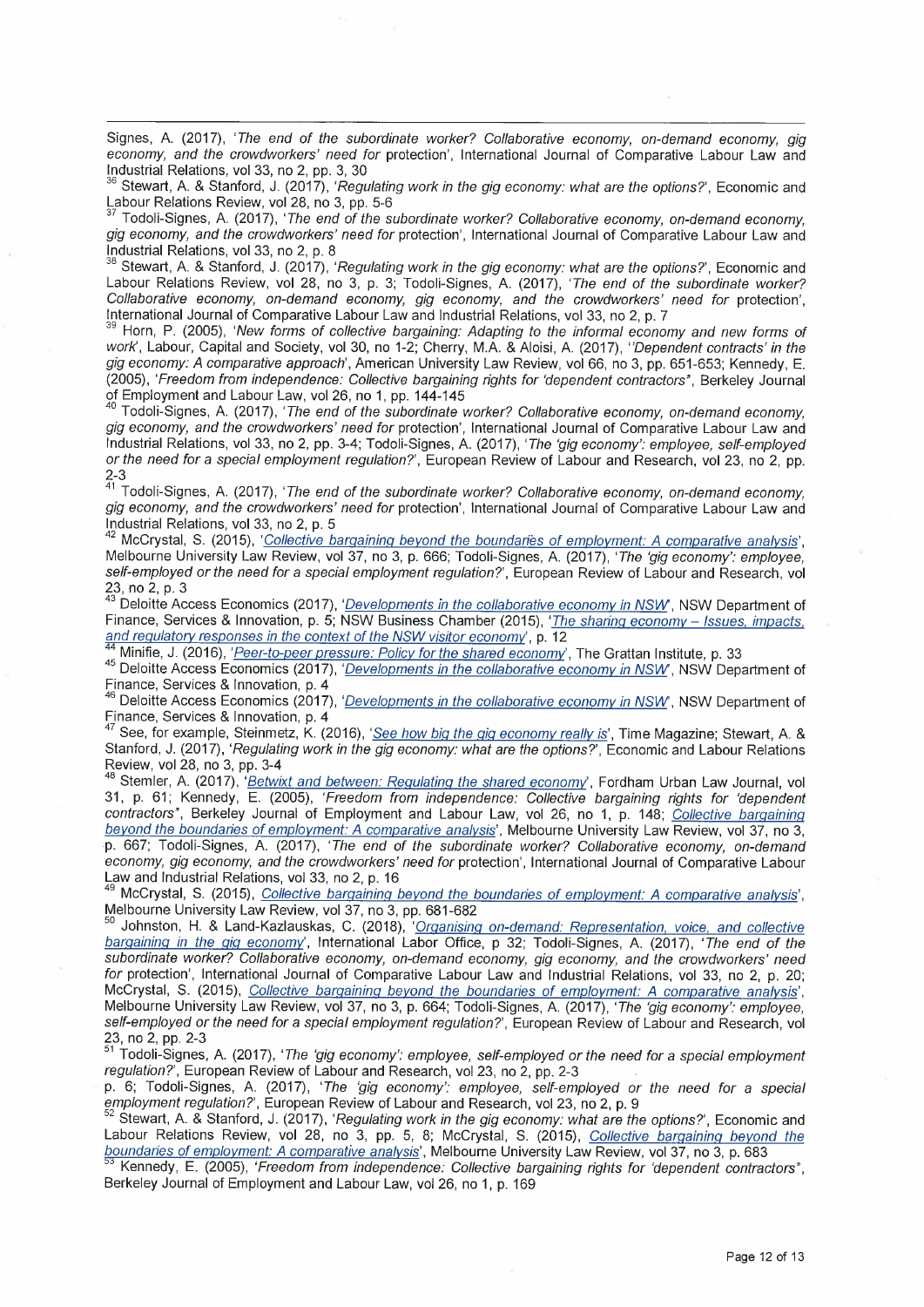Signes, A. (2017), '*The end of the subordinate worker? Collaborative economy, on-demand economy, gig economy, and the crowdworkers' need for* protection', International Journal of Comparative Labour Law and Industrial Relations, vol 33, no 2, pp. 3, 30

[36] Stewart, A. & Stanford, J. (2017), '*Regulating work in the gig economy: what are the options?*', Economic and Labour Relations Review, vol 28, no 3, pp. 5-6

[37] Todoli-Signes, A. (2017), '*The end of the subordinate worker? Collaborative economy, on-demand economy, gig economy, and the crowdworkers' need for* protection', International Journal of Comparative Labour Law and Industrial Relations, vol 33, no 2, p. 8

[38] Stewart, A. & Stanford, J. (2017), '*Regulating work in the gig economy: what are the options?*', Economic and Labour Relations Review, vol 28, no 3, p. 3; Todoli-Signes, A. (2017), '*The end of the subordinate worker? Collaborative economy, on-demand economy, gig economy, and the crowdworkers' need for* protection', International Journal of Comparative Labour Law and Industrial Relations, vol 33, no 2, p. 7

[39] Horn, P. (2005), '*New forms of collective bargaining: Adapting to the informal economy and new forms of work*', Labour, Capital and Society, vol 30, no 1-2; Cherry, M.A. & Aloisi, A. (2017), '*'Dependent contracts' in the gig economy: A comparative approach*', American University Law Review, vol 66, no 3, pp. 651-653; Kennedy, E. (2005), '*Freedom from independence: Collective bargaining rights for 'dependent contractors'*', Berkeley Journal of Employment and Labour Law, vol 26, no 1, pp. 144-145

[40] Todoli-Signes, A. (2017), '*The end of the subordinate worker? Collaborative economy, on-demand economy, gig economy, and the crowdworkers' need for* protection', International Journal of Comparative Labour Law and Industrial Relations, vol 33, no 2, pp. 3-4; Todoli-Signes, A. (2017), '*The 'gig economy': employee, self-employed or the need for a special employment regulation?*', European Review of Labour and Research, vol 23, no 2, pp. 2-3

[41] Todoli-Signes, A. (2017), '*The end of the subordinate worker? Collaborative economy, on-demand economy, gig economy, and the crowdworkers' need for* protection', International Journal of Comparative Labour Law and Industrial Relations, vol 33, no 2, p. 5

[42] McCrystal, S. (2015), '*Collective bargaining beyond the boundaries of employment: A comparative analysis*', Melbourne University Law Review, vol 37, no 3, p. 666; Todoli-Signes, A. (2017), '*The 'gig economy': employee, self-employed or the need for a special employment regulation?*', European Review of Labour and Research, vol 23, no 2, p. 3

[43] Deloitte Access Economics (2017), '*Developments in the collaborative economy in NSW*', NSW Department of Finance, Services & Innovation, p. 5; NSW Business Chamber (2015), '*The sharing economy – Issues, impacts, and regulatory responses in the context of the NSW visitor economy*', p. 12

[44] Minifie, J. (2016), '*Peer-to-peer pressure: Policy for the shared economy*', The Grattan Institute, p. 33

[45] Deloitte Access Economics (2017), '*Developments in the collaborative economy in NSW*', NSW Department of Finance, Services & Innovation, p. 4

[46] Deloitte Access Economics (2017), '*Developments in the collaborative economy in NSW*', NSW Department of Finance, Services & Innovation, p. 4

[47] See, for example, Steinmetz, K. (2016), '*See how big the gig economy really is*', Time Magazine; Stewart, A. & Stanford, J. (2017), '*Regulating work in the gig economy: what are the options?*', Economic and Labour Relations Review, vol 28, no 3, pp. 3-4

[48] Stemler, A. (2017), '*Betwixt and between: Regulating the shared economy*', Fordham Urban Law Journal, vol 31, p. 61; Kennedy, E. (2005), '*Freedom from independence: Collective bargaining rights for 'dependent contractors'*', Berkeley Journal of Employment and Labour Law, vol 26, no 1, p. 148; *Collective bargaining beyond the boundaries of employment: A comparative analysis*', Melbourne University Law Review, vol 37, no 3, p. 667; Todoli-Signes, A. (2017), '*The end of the subordinate worker? Collaborative economy, on-demand economy, gig economy, and the crowdworkers' need for* protection', International Journal of Comparative Labour Law and Industrial Relations, vol 33, no 2, p. 16

[49] McCrystal, S. (2015), *Collective bargaining beyond the boundaries of employment: A comparative analysis*', Melbourne University Law Review, vol 37, no 3, pp. 681-682

[50] Johnston, H. & Land-Kazlauskas, C. (2018), '*Organising on-demand: Representation, voice, and collective bargaining in the gig economy*', International Labor Office, p 32; Todoli-Signes, A. (2017), '*The end of the subordinate worker? Collaborative economy, on-demand economy, gig economy, and the crowdworkers' need for* protection', International Journal of Comparative Labour Law and Industrial Relations, vol 33, no 2, p. 20; McCrystal, S. (2015), *Collective bargaining beyond the boundaries of employment: A comparative analysis*', Melbourne University Law Review, vol 37, no 3, p. 664; Todoli-Signes, A. (2017), '*The 'gig economy': employee, self-employed or the need for a special employment regulation?*', European Review of Labour and Research, vol 23, no 2, pp. 2-3

[51] Todoli-Signes, A. (2017), '*The 'gig economy': employee, self-employed or the need for a special employment regulation?*', European Review of Labour and Research, vol 23, no 2, pp. 2-3

p. 6; Todoli-Signes, A. (2017), '*The 'gig economy': employee, self-employed or the need for a special employment regulation?*', European Review of Labour and Research, vol 23, no 2, p. 9

[52] Stewart, A. & Stanford, J. (2017), '*Regulating work in the gig economy: what are the options?*', Economic and Labour Relations Review, vol 28, no 3, pp. 5, 8; McCrystal, S. (2015), *Collective bargaining beyond the boundaries of employment: A comparative analysis*', Melbourne University Law Review, vol 37, no 3, p. 683

[53] Kennedy, E. (2005), '*Freedom from independence: Collective bargaining rights for 'dependent contractors'*', Berkeley Journal of Employment and Labour Law, vol 26, no 1, p. 169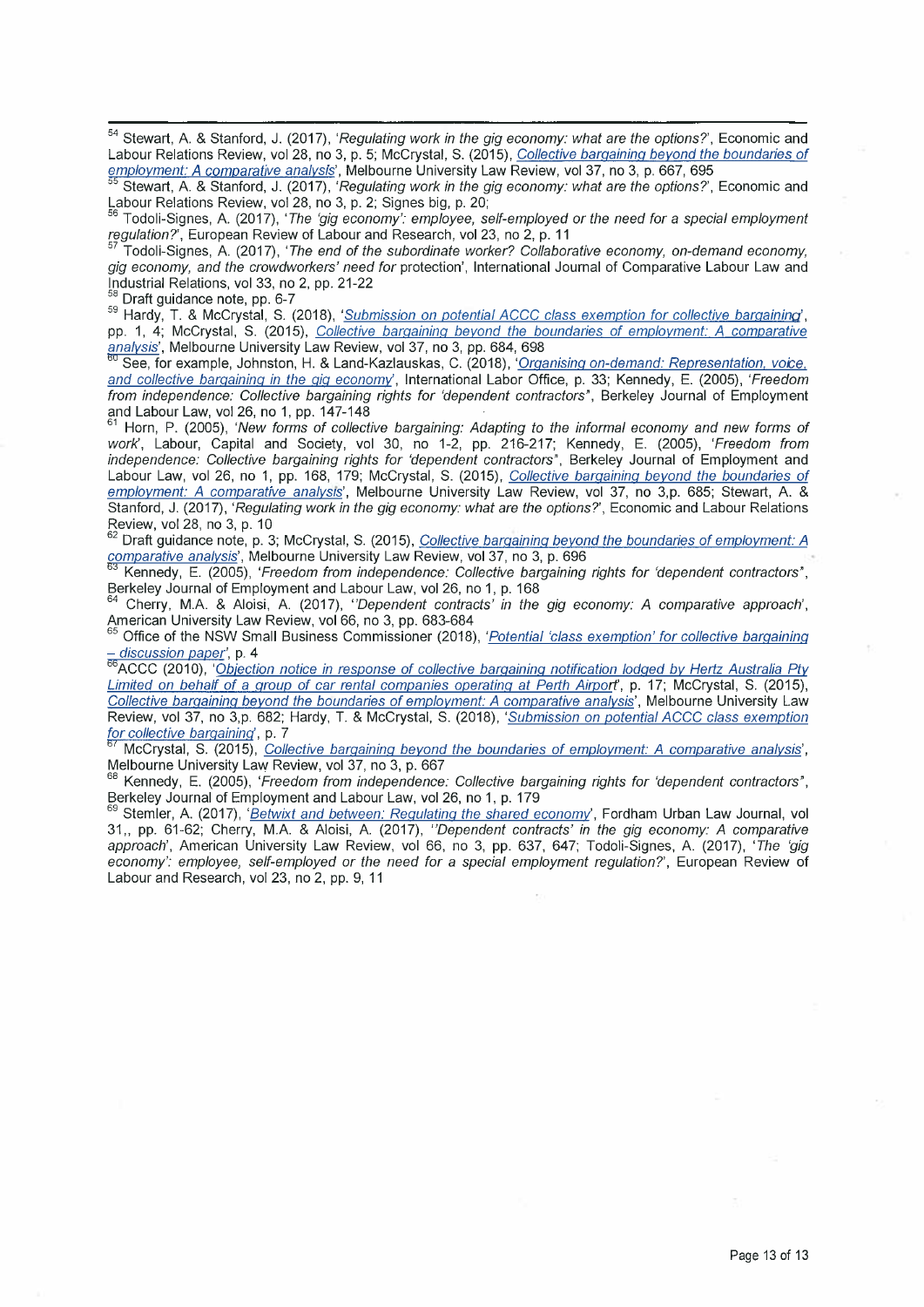[54] Stewart, A. & Stanford, J. (2017), '*Regulating work in the gig economy: what are the options?*', Economic and Labour Relations Review, vol 28, no 3, p. 5; McCrystal, S. (2015), *Collective bargaining beyond the boundaries of employment: A comparative analysis*', Melbourne University Law Review, vol 37, no 3, p. 667, 695

[55] Stewart, A. & Stanford, J. (2017), '*Regulating work in the gig economy: what are the options?*', Economic and Labour Relations Review, vol 28, no 3, p. 2; Signes big, p. 20;

[56] Todoli-Signes, A. (2017), '*The 'gig economy': employee, self-employed or the need for a special employment regulation?*', European Review of Labour and Research, vol 23, no 2, p. 11

[57] Todoli-Signes, A. (2017), '*The end of the subordinate worker? Collaborative economy, on-demand economy, gig economy, and the crowdworkers' need for* protection', International Journal of Comparative Labour Law and Industrial Relations, vol 33, no 2, pp. 21-22

[58] Draft guidance note, pp. 6-7

[59] Hardy, T. & McCrystal, S. (2018), '*Submission on potential ACCC class exemption for collective bargaining*', pp. 1, 4; McCrystal, S. (2015), *Collective bargaining beyond the boundaries of employment: A comparative analysis*', Melbourne University Law Review, vol 37, no 3, pp. 684, 698

[60] See, for example, Johnston, H. & Land-Kazlauskas, C. (2018), '*Organising on-demand: Representation, voice, and collective bargaining in the gig economy*', International Labor Office, p. 33; Kennedy, E. (2005), '*Freedom from independence: Collective bargaining rights for 'dependent contractors*", Berkeley Journal of Employment and Labour Law, vol 26, no 1, pp. 147-148

[61] Horn, P. (2005), '*New forms of collective bargaining: Adapting to the informal economy and new forms of work*', Labour, Capital and Society, vol 30, no 1-2, pp. 216-217; Kennedy, E. (2005), '*Freedom from independence: Collective bargaining rights for 'dependent contractors*", Berkeley Journal of Employment and Labour Law, vol 26, no 1, pp. 168, 179; McCrystal, S. (2015), *Collective bargaining beyond the boundaries of employment: A comparative analysis*', Melbourne University Law Review, vol 37, no 3,p. 685; Stewart, A. & Stanford, J. (2017), '*Regulating work in the gig economy: what are the options?*', Economic and Labour Relations Review, vol 28, no 3, p. 10

[62] Draft guidance note, p. 3; McCrystal, S. (2015), *Collective bargaining beyond the boundaries of employment: A comparative analysis*', Melbourne University Law Review, vol 37, no 3, p. 696

[63] Kennedy, E. (2005), '*Freedom from independence: Collective bargaining rights for 'dependent contractors*", Berkeley Journal of Employment and Labour Law, vol 26, no 1, p. 168

[64] Cherry, M.A. & Aloisi, A. (2017), '*'Dependent contracts' in the gig economy: A comparative approach*', American University Law Review, vol 66, no 3, pp. 683-684

[65] Office of the NSW Small Business Commissioner (2018), '*Potential 'class exemption' for collective bargaining – discussion paper*', p. 4

[66] ACCC (2010), '*Objection notice in response of collective bargaining notification lodged by Hertz Australia Pty Limited on behalf of a group of car rental companies operating at Perth Airport*', p. 17; McCrystal, S. (2015), *Collective bargaining beyond the boundaries of employment: A comparative analysis*', Melbourne University Law Review, vol 37, no 3,p. 682; Hardy, T. & McCrystal, S. (2018), '*Submission on potential ACCC class exemption for collective bargaining*', p. 7

[67] McCrystal, S. (2015), *Collective bargaining beyond the boundaries of employment: A comparative analysis*', Melbourne University Law Review, vol 37, no 3, p. 667

[68] Kennedy, E. (2005), '*Freedom from independence: Collective bargaining rights for 'dependent contractors*", Berkeley Journal of Employment and Labour Law, vol 26, no 1, p. 179

[69] Stemler, A. (2017), '*Betwixt and between: Regulating the shared economy*', Fordham Urban Law Journal, vol 31,, pp. 61-62; Cherry, M.A. & Aloisi, A. (2017), '*'Dependent contracts' in the gig economy: A comparative approach*', American University Law Review, vol 66, no 3, pp. 637, 647; Todoli-Signes, A. (2017), '*The 'gig economy': employee, self-employed or the need for a special employment regulation?*', European Review of Labour and Research, vol 23, no 2, pp. 9, 11